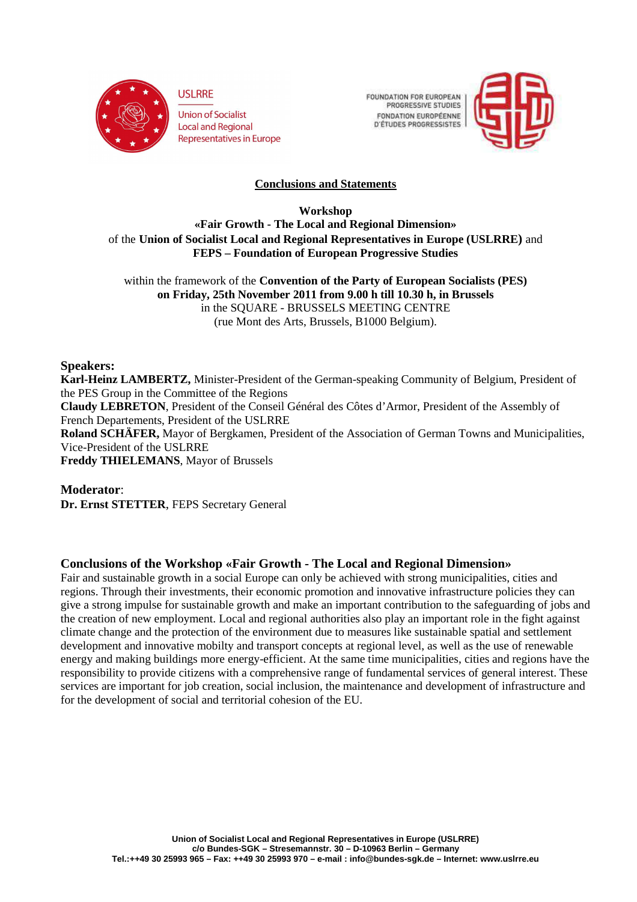USLRRE

Union of Socialist Local and Regional Representatives in Europe

FOUNDATION FOR EUROPEAN PROGRESSIVE STUDIES
FONDATION EUROPÉENNE D'ÉTUDES PROGRESSISTES

## Conclusions and Statements

**Workshop**
**«Fair Growth - The Local and Regional Dimension»**
of the **Union of Socialist Local and Regional Representatives in Europe (USLRRE)** and
**FEPS – Foundation of European Progressive Studies**

within the framework of the **Convention of the Party of European Socialists (PES)**
**on Friday, 25th November 2011 from 9.00 h till 10.30 h, in Brussels**
in the SQUARE - BRUSSELS MEETING CENTRE
(rue Mont des Arts, Brussels, B1000 Belgium).

### Speakers:

**Karl-Heinz LAMBERTZ,** Minister-President of the German-speaking Community of Belgium, President of the PES Group in the Committee of the Regions
**Claudy LEBRETON**, President of the Conseil Général des Côtes d'Armor, President of the Assembly of French Departements, President of the USLRRE
**Roland SCHÄFER,** Mayor of Bergkamen, President of the Association of German Towns and Municipalities, Vice-President of the USLRRE
**Freddy THIELEMANS**, Mayor of Brussels

### Moderator:

**Dr. Ernst STETTER**, FEPS Secretary General

### Conclusions of the Workshop «Fair Growth - The Local and Regional Dimension»

Fair and sustainable growth in a social Europe can only be achieved with strong municipalities, cities and regions. Through their investments, their economic promotion and innovative infrastructure policies they can give a strong impulse for sustainable growth and make an important contribution to the safeguarding of jobs and the creation of new employment. Local and regional authorities also play an important role in the fight against climate change and the protection of the environment due to measures like sustainable spatial and settlement development and innovative mobilty and transport concepts at regional level, as well as the use of renewable energy and making buildings more energy-efficient. At the same time municipalities, cities and regions have the responsibility to provide citizens with a comprehensive range of fundamental services of general interest. These services are important for job creation, social inclusion, the maintenance and development of infrastructure and for the development of social and territorial cohesion of the EU.

**Union of Socialist Local and Regional Representatives in Europe (USLRRE)**
**c/o Bundes-SGK – Stresemannstr. 30 – D-10963 Berlin – Germany**
**Tel.:++49 30 25993 965 – Fax: ++49 30 25993 970 – e-mail : info@bundes-sgk.de – Internet: www.uslrre.eu**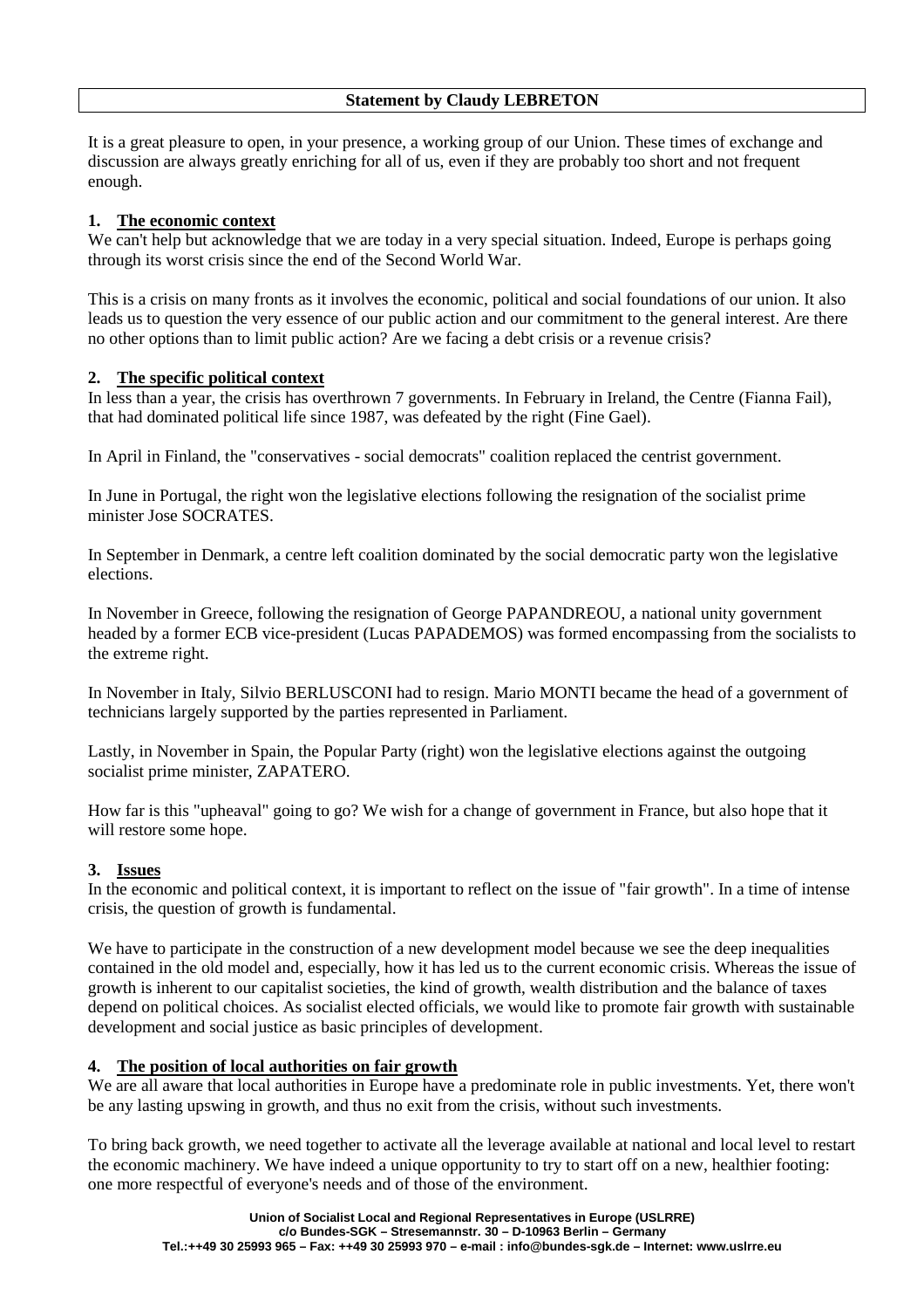**Statement by Claudy LEBRETON**

It is a great pleasure to open, in your presence, a working group of our Union. These times of exchange and discussion are always greatly enriching for all of us, even if they are probably too short and not frequent enough.

## 1. The economic context

We can't help but acknowledge that we are today in a very special situation. Indeed, Europe is perhaps going through its worst crisis since the end of the Second World War.

This is a crisis on many fronts as it involves the economic, political and social foundations of our union. It also leads us to question the very essence of our public action and our commitment to the general interest. Are there no other options than to limit public action? Are we facing a debt crisis or a revenue crisis?

## 2. The specific political context

In less than a year, the crisis has overthrown 7 governments. In February in Ireland, the Centre (Fianna Fail), that had dominated political life since 1987, was defeated by the right (Fine Gael).

In April in Finland, the "conservatives - social democrats" coalition replaced the centrist government.

In June in Portugal, the right won the legislative elections following the resignation of the socialist prime minister Jose SOCRATES.

In September in Denmark, a centre left coalition dominated by the social democratic party won the legislative elections.

In November in Greece, following the resignation of George PAPANDREOU, a national unity government headed by a former ECB vice-president (Lucas PAPADEMOS) was formed encompassing from the socialists to the extreme right.

In November in Italy, Silvio BERLUSCONI had to resign. Mario MONTI became the head of a government of technicians largely supported by the parties represented in Parliament.

Lastly, in November in Spain, the Popular Party (right) won the legislative elections against the outgoing socialist prime minister, ZAPATERO.

How far is this "upheaval" going to go? We wish for a change of government in France, but also hope that it will restore some hope.

## 3. Issues

In the economic and political context, it is important to reflect on the issue of "fair growth". In a time of intense crisis, the question of growth is fundamental.

We have to participate in the construction of a new development model because we see the deep inequalities contained in the old model and, especially, how it has led us to the current economic crisis. Whereas the issue of growth is inherent to our capitalist societies, the kind of growth, wealth distribution and the balance of taxes depend on political choices. As socialist elected officials, we would like to promote fair growth with sustainable development and social justice as basic principles of development.

## 4. The position of local authorities on fair growth

We are all aware that local authorities in Europe have a predominate role in public investments. Yet, there won't be any lasting upswing in growth, and thus no exit from the crisis, without such investments.

To bring back growth, we need together to activate all the leverage available at national and local level to restart the economic machinery. We have indeed a unique opportunity to try to start off on a new, healthier footing: one more respectful of everyone's needs and of those of the environment.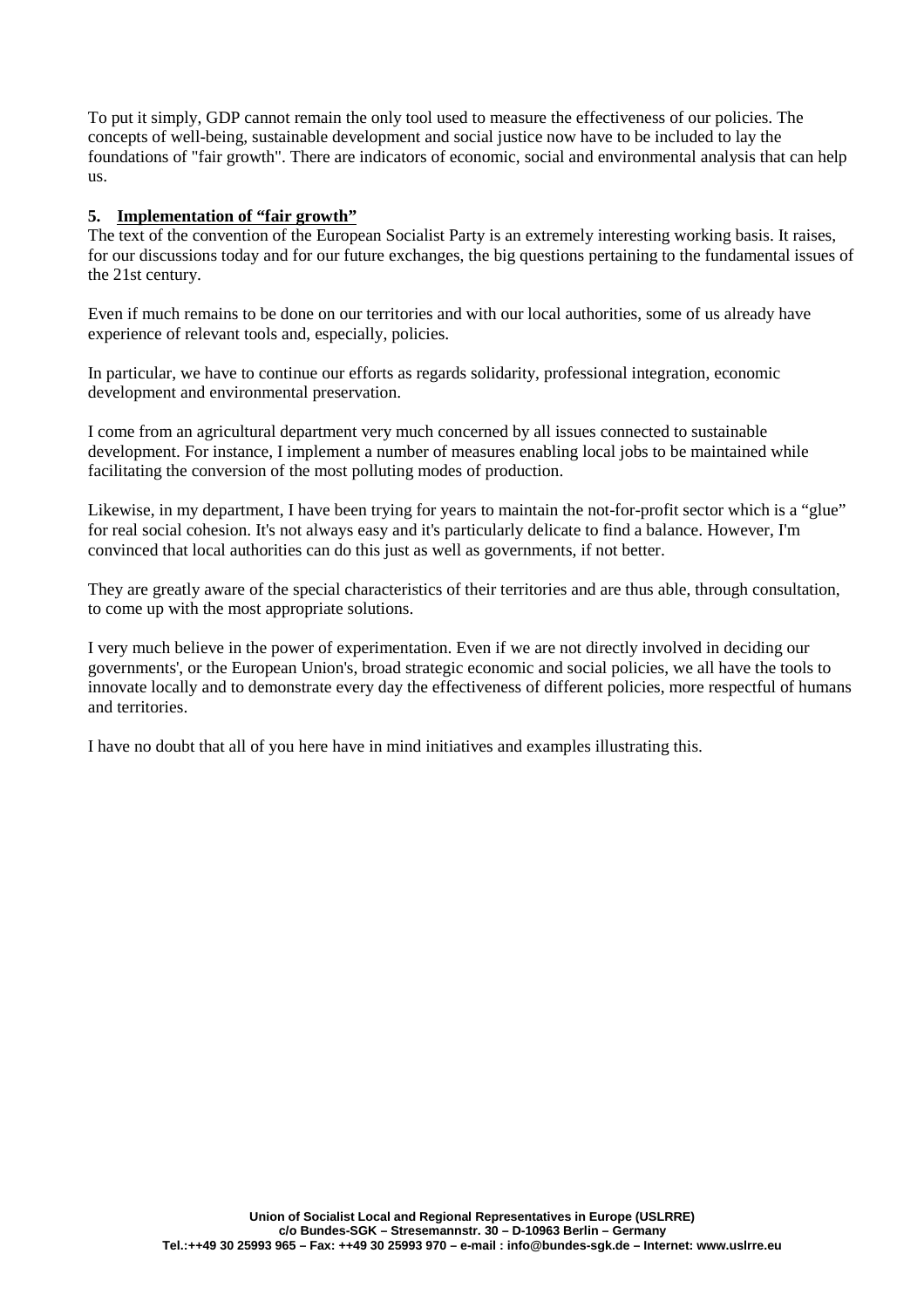To put it simply, GDP cannot remain the only tool used to measure the effectiveness of our policies. The concepts of well-being, sustainable development and social justice now have to be included to lay the foundations of "fair growth". There are indicators of economic, social and environmental analysis that can help us.

## 5. Implementation of "fair growth"

The text of the convention of the European Socialist Party is an extremely interesting working basis. It raises, for our discussions today and for our future exchanges, the big questions pertaining to the fundamental issues of the 21st century.

Even if much remains to be done on our territories and with our local authorities, some of us already have experience of relevant tools and, especially, policies.

In particular, we have to continue our efforts as regards solidarity, professional integration, economic development and environmental preservation.

I come from an agricultural department very much concerned by all issues connected to sustainable development. For instance, I implement a number of measures enabling local jobs to be maintained while facilitating the conversion of the most polluting modes of production.

Likewise, in my department, I have been trying for years to maintain the not-for-profit sector which is a "glue" for real social cohesion. It's not always easy and it's particularly delicate to find a balance. However, I'm convinced that local authorities can do this just as well as governments, if not better.

They are greatly aware of the special characteristics of their territories and are thus able, through consultation, to come up with the most appropriate solutions.

I very much believe in the power of experimentation. Even if we are not directly involved in deciding our governments', or the European Union's, broad strategic economic and social policies, we all have the tools to innovate locally and to demonstrate every day the effectiveness of different policies, more respectful of humans and territories.

I have no doubt that all of you here have in mind initiatives and examples illustrating this.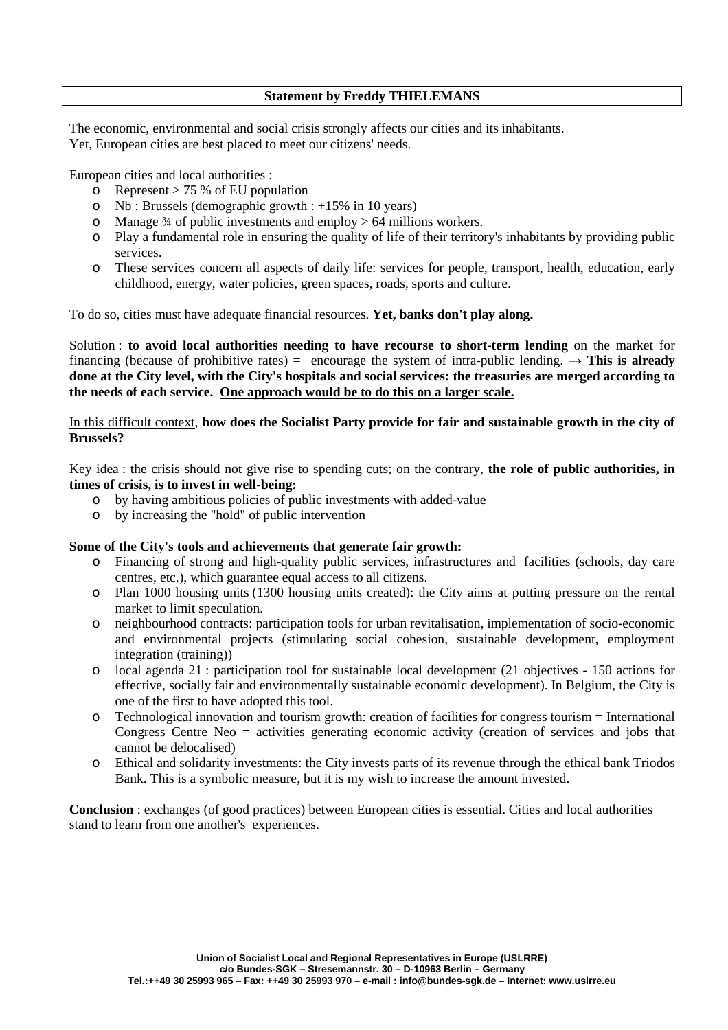## Statement by Freddy THIELEMANS

The economic, environmental and social crisis strongly affects our cities and its inhabitants.
Yet, European cities are best placed to meet our citizens' needs.

European cities and local authorities :

- Represent > 75 % of EU population
- Nb : Brussels (demographic growth : +15% in 10 years)
- Manage ¾ of public investments and employ > 64 millions workers.
- Play a fundamental role in ensuring the quality of life of their territory's inhabitants by providing public services.
- These services concern all aspects of daily life: services for people, transport, health, education, early childhood, energy, water policies, green spaces, roads, sports and culture.

To do so, cities must have adequate financial resources. **Yet, banks don't play along.**

Solution : **to avoid local authorities needing to have recourse to short-term lending** on the market for financing (because of prohibitive rates) = encourage the system of intra-public lending. → **This is already done at the City level, with the City's hospitals and social services: the treasuries are merged according to the needs of each service. <u>One approach would be to do this on a larger scale.</u>**

<u>In this difficult context</u>, **how does the Socialist Party provide for fair and sustainable growth in the city of Brussels?**

Key idea : the crisis should not give rise to spending cuts; on the contrary, **the role of public authorities, in times of crisis, is to invest in well-being:**

- by having ambitious policies of public investments with added-value
- by increasing the "hold" of public intervention

**Some of the City's tools and achievements that generate fair growth:**

- Financing of strong and high-quality public services, infrastructures and facilities (schools, day care centres, etc.), which guarantee equal access to all citizens.
- Plan 1000 housing units (1300 housing units created): the City aims at putting pressure on the rental market to limit speculation.
- neighbourhood contracts: participation tools for urban revitalisation, implementation of socio-economic and environmental projects (stimulating social cohesion, sustainable development, employment integration (training))
- local agenda 21 : participation tool for sustainable local development (21 objectives - 150 actions for effective, socially fair and environmentally sustainable economic development). In Belgium, the City is one of the first to have adopted this tool.
- Technological innovation and tourism growth: creation of facilities for congress tourism = International Congress Centre Neo = activities generating economic activity (creation of services and jobs that cannot be delocalised)
- Ethical and solidarity investments: the City invests parts of its revenue through the ethical bank Triodos Bank. This is a symbolic measure, but it is my wish to increase the amount invested.

**Conclusion** : exchanges (of good practices) between European cities is essential. Cities and local authorities stand to learn from one another's experiences.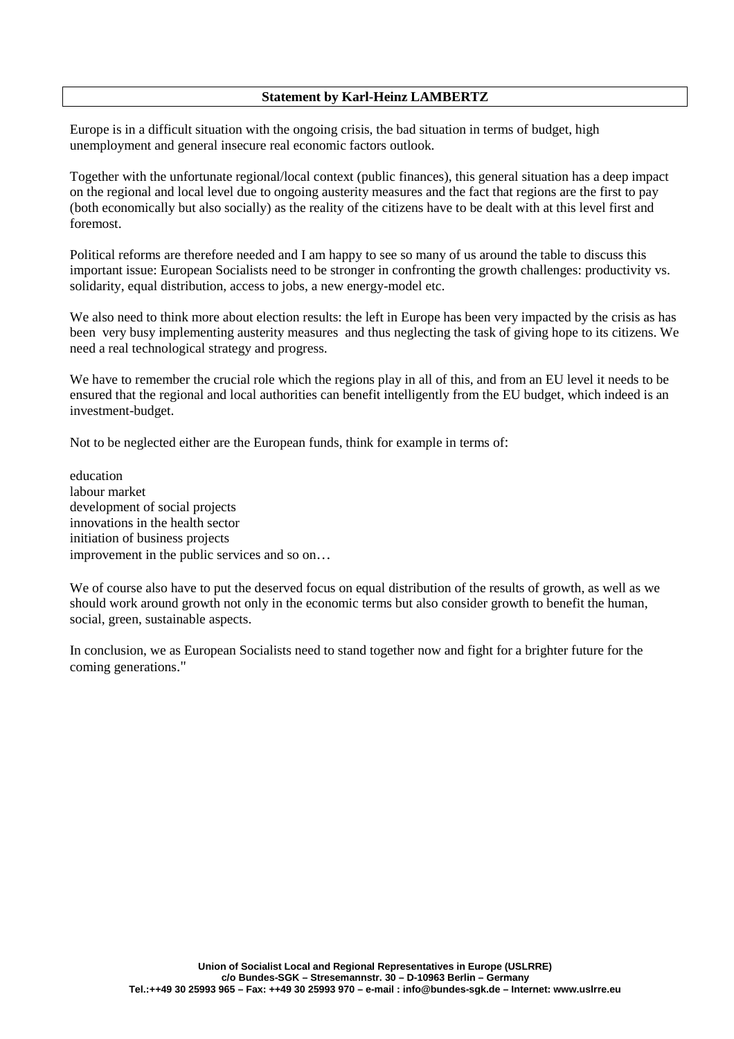**Statement by Karl-Heinz LAMBERTZ**

Europe is in a difficult situation with the ongoing crisis, the bad situation in terms of budget, high unemployment and general insecure real economic factors outlook.

Together with the unfortunate regional/local context (public finances), this general situation has a deep impact on the regional and local level due to ongoing austerity measures and the fact that regions are the first to pay (both economically but also socially) as the reality of the citizens have to be dealt with at this level first and foremost.

Political reforms are therefore needed and I am happy to see so many of us around the table to discuss this important issue: European Socialists need to be stronger in confronting the growth challenges: productivity vs. solidarity, equal distribution, access to jobs, a new energy-model etc.

We also need to think more about election results: the left in Europe has been very impacted by the crisis as has been very busy implementing austerity measures and thus neglecting the task of giving hope to its citizens. We need a real technological strategy and progress.

We have to remember the crucial role which the regions play in all of this, and from an EU level it needs to be ensured that the regional and local authorities can benefit intelligently from the EU budget, which indeed is an investment-budget.

Not to be neglected either are the European funds, think for example in terms of:

education
labour market
development of social projects
innovations in the health sector
initiation of business projects
improvement in the public services and so on…

We of course also have to put the deserved focus on equal distribution of the results of growth, as well as we should work around growth not only in the economic terms but also consider growth to benefit the human, social, green, sustainable aspects.

In conclusion, we as European Socialists need to stand together now and fight for a brighter future for the coming generations."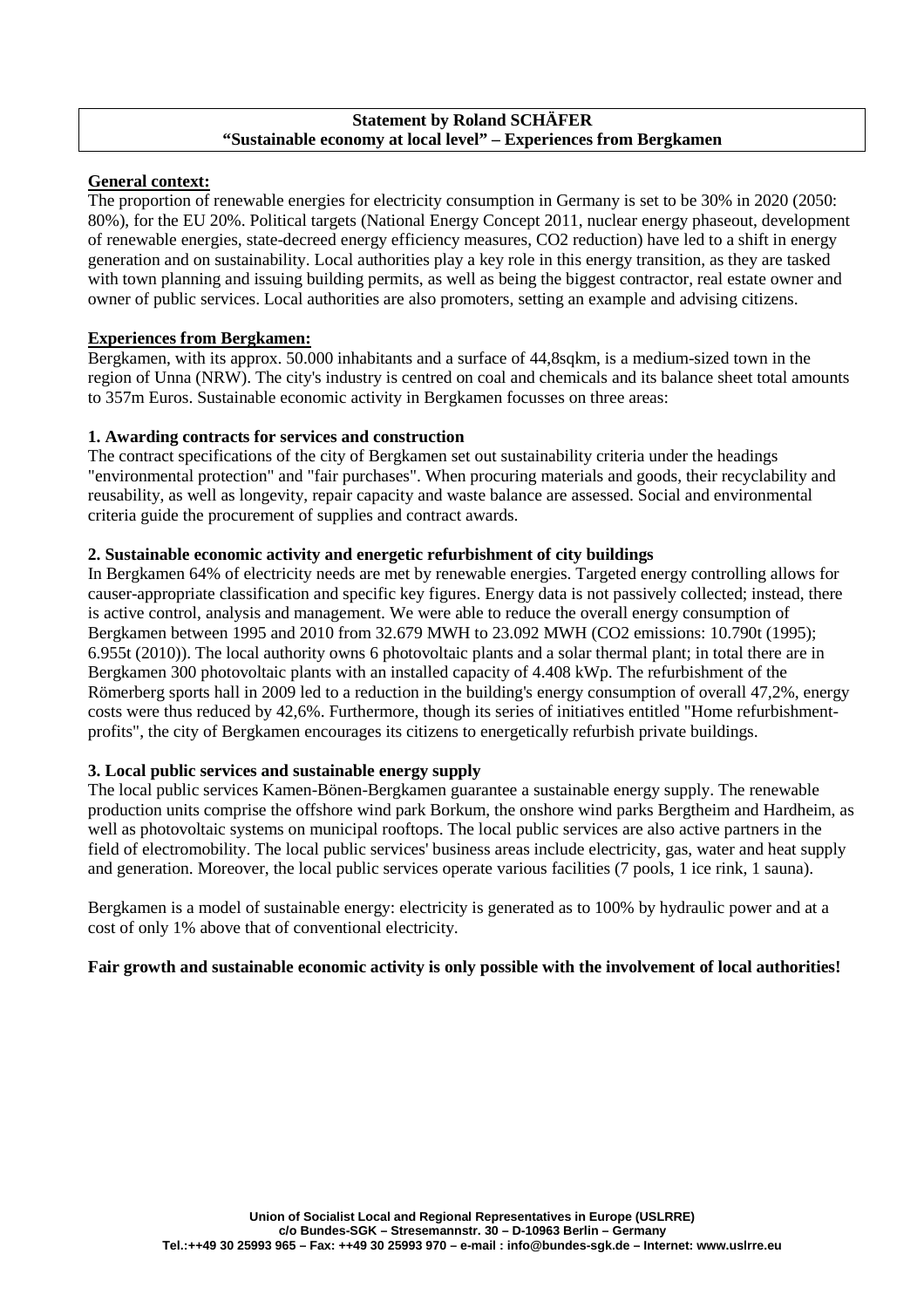**Statement by Roland SCHÄFER**
**"Sustainable economy at local level" – Experiences from Bergkamen**

**General context:**

The proportion of renewable energies for electricity consumption in Germany is set to be 30% in 2020 (2050: 80%), for the EU 20%. Political targets (National Energy Concept 2011, nuclear energy phaseout, development of renewable energies, state-decreed energy efficiency measures, $CO_2$ reduction) have led to a shift in energy generation and on sustainability. Local authorities play a key role in this energy transition, as they are tasked with town planning and issuing building permits, as well as being the biggest contractor, real estate owner and owner of public services. Local authorities are also promoters, setting an example and advising citizens.

**Experiences from Bergkamen:**

Bergkamen, with its approx. 50.000 inhabitants and a surface of 44,8sqkm, is a medium-sized town in the region of Unna (NRW). The city's industry is centred on coal and chemicals and its balance sheet total amounts to 357m Euros. Sustainable economic activity in Bergkamen focusses on three areas:

**1. Awarding contracts for services and construction**

The contract specifications of the city of Bergkamen set out sustainability criteria under the headings "environmental protection" and "fair purchases". When procuring materials and goods, their recyclability and reusability, as well as longevity, repair capacity and waste balance are assessed. Social and environmental criteria guide the procurement of supplies and contract awards.

**2. Sustainable economic activity and energetic refurbishment of city buildings**

In Bergkamen 64% of electricity needs are met by renewable energies. Targeted energy controlling allows for causer-appropriate classification and specific key figures. Energy data is not passively collected; instead, there is active control, analysis and management. We were able to reduce the overall energy consumption of Bergkamen between 1995 and 2010 from 32.679 MWH to 23.092 MWH ($CO_2$ emissions: 10.790t (1995); 6.955t (2010)). The local authority owns 6 photovoltaic plants and a solar thermal plant; in total there are in Bergkamen 300 photovoltaic plants with an installed capacity of 4.408 kWp. The refurbishment of the Römerberg sports hall in 2009 led to a reduction in the building's energy consumption of overall 47,2%, energy costs were thus reduced by 42,6%. Furthermore, though its series of initiatives entitled "Home refurbishment-profits", the city of Bergkamen encourages its citizens to energetically refurbish private buildings.

**3. Local public services and sustainable energy supply**

The local public services Kamen-Bönen-Bergkamen guarantee a sustainable energy supply. The renewable production units comprise the offshore wind park Borkum, the onshore wind parks Bergtheim and Hardheim, as well as photovoltaic systems on municipal rooftops. The local public services are also active partners in the field of electromobility. The local public services' business areas include electricity, gas, water and heat supply and generation. Moreover, the local public services operate various facilities (7 pools, 1 ice rink, 1 sauna).

Bergkamen is a model of sustainable energy: electricity is generated as to 100% by hydraulic power and at a cost of only 1% above that of conventional electricity.

**Fair growth and sustainable economic activity is only possible with the involvement of local authorities!**

Union of Socialist Local and Regional Representatives in Europe (USLRRE)
c/o Bundes-SGK – Stresemannstr. 30 – D-10963 Berlin – Germany
Tel.:++49 30 25993 965 – Fax: ++49 30 25993 970 – e-mail : info@bundes-sgk.de – Internet: www.uslrre.eu